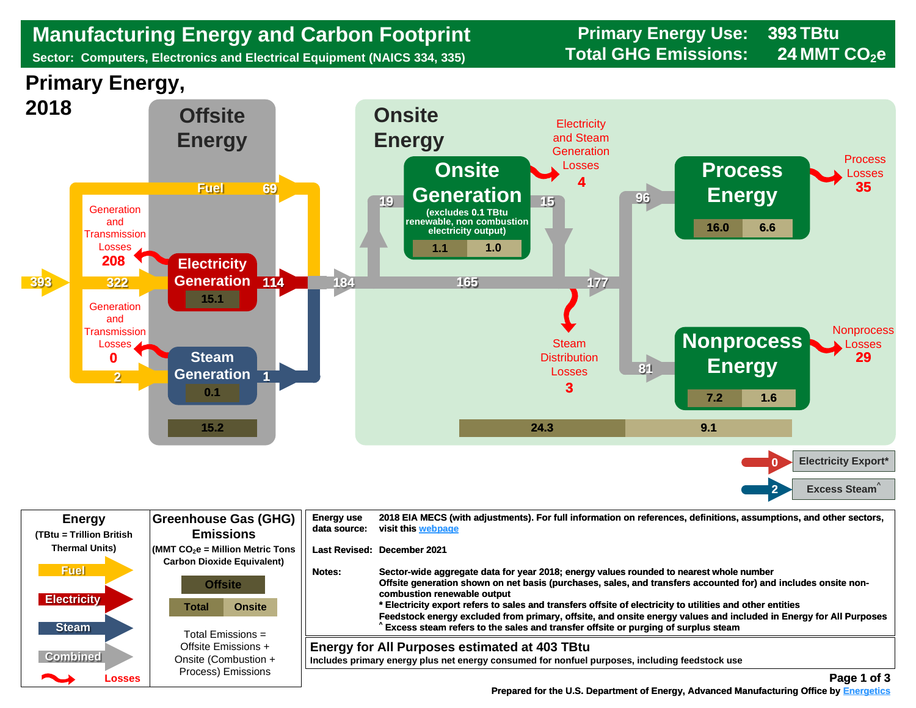# Manufacturing Energy and Carbon Footprint

**Sector: Computers, Electronics and Electrical Equipment (NAICS 334, 335)**

**Primary Energy Use: 393 TBtu**

**Total GHG Emissions: 24 MMT $CO_2e$**

## Primary Energy, 2018

### Offsite Energy

- 393 primary energy input
- Fuel: 69
- 322 to Electricity Generation
- Generation and Transmission Losses: 208
- Electricity Generation: 114 (emissions 15.1)
- Generation and Transmission Losses: 0
- 2 to Steam Generation
- Steam Generation: 1 (emissions 0.1)
- Offsite emissions total: 15.2

### Onsite Energy

- 184 entering onsite
- Onsite Generation (excludes 0.1 TBtu renewable, non combustion electricity output): input 19, output 15; emissions 1.1 | 1.0
- Electricity and Steam Generation Losses: 4
- 165
- 177
- Steam Distribution Losses: 3
- Process Energy: 96; emissions 16.0 | 6.6
- Process Losses: 35
- Nonprocess Energy: 81; emissions 7.2 | 1.6
- Nonprocess Losses: 29
- Onsite emissions: 24.3 | 9.1

- Electricity Export*: 0
- Excess Steam^: 2

| Energy (TBtu = Trillion British Thermal Units) | Greenhouse Gas (GHG) Emissions (MMT $CO_2e$ = Million Metric Tons Carbon Dioxide Equivalent) |
|---|---|
| Fuel | Offsite |
| Electricity | Total / Onsite |
| Steam | Total Emissions = Offsite Emissions + Onsite (Combustion + Process) Emissions |
| Combined | |
| Losses | |

**Energy use data source:** 2018 EIA MECS (with adjustments). For full information on references, definitions, assumptions, and other sectors, visit this webpage

**Last Revised:** December 2021

**Notes:**
Sector-wide aggregate data for year 2018; energy values rounded to nearest whole number
Offsite generation shown on net basis (purchases, sales, and transfers accounted for) and includes onsite non-combustion renewable output
* Electricity export refers to sales and transfers offsite of electricity to utilities and other entities
Feedstock energy excluded from primary, offsite, and onsite energy values and included in Energy for All Purposes
^ Excess steam refers to the sales and transfer offsite or purging of surplus steam

**Energy for All Purposes estimated at 403 TBtu**
Includes primary energy plus net energy consumed for nonfuel purposes, including feedstock use

Prepared for the U.S. Department of Energy, Advanced Manufacturing Office by Energetics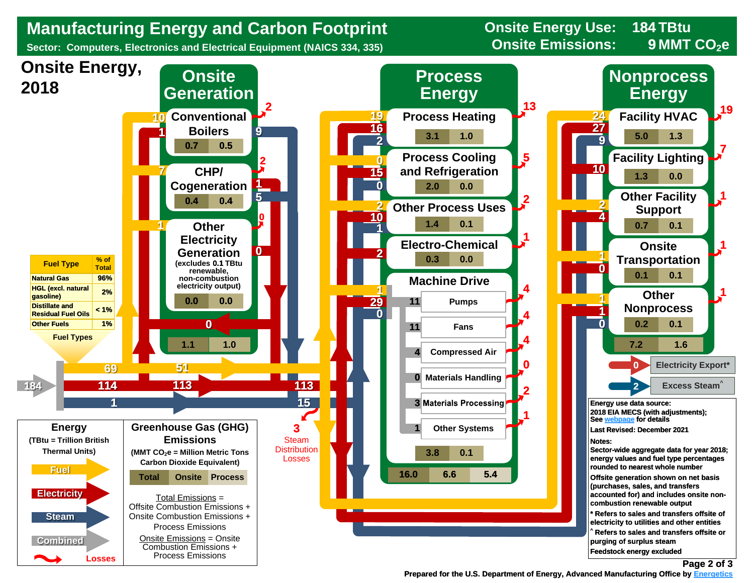# Manufacturing Energy and Carbon Footprint

**Sector: Computers, Electronics and Electrical Equipment (NAICS 334, 335)**

**Onsite Energy Use: 184 TBtu**
**Onsite Emissions: 9 MMT $CO_2e$**

## Onsite Energy, 2018

| Fuel Type | % of Total |
|---|---|
| Natural Gas | 96% |
| HGL (excl. natural gasoline) | 2% |
| Distillate and Residual Fuel Oils | < 1% |
| Other Fuels | 1% |

Fuel Types

Total onsite energy: 184 — Fuel 69, Electricity 114, Steam 1

### Onsite Generation

| Component | Fuel in | Electricity | Steam out | Losses | Total Emissions | Onsite Emissions |
|---|---|---|---|---|---|---|
| Conventional Boilers | 10 | 1 | 9 | 2 | 0.7 | 0.5 |
| CHP/ Cogeneration | 7 | 1 | 5 | 2 | 0.4 | 0.4 |
| Other Electricity Generation (excludes 0.1 TBtu renewable, non-combustion electricity output) | 1 | 0 | | 0 | 0.0 | 0.0 |
| **Total** | | | | | **1.1** | **1.0** |

Electricity from onsite generation: 0

To process and nonprocess: Fuel 51, Electricity 113 (113 total), Steam 15

3 Steam Distribution Losses

### Process Energy

| End Use | Fuel | Electricity | Steam | Losses | Total Emissions | Onsite Emissions |
|---|---|---|---|---|---|---|
| Process Heating | 19 | 16 | 2 | 13 | 3.1 | 1.0 |
| Process Cooling and Refrigeration | 0 | 15 | 0 | 5 | 2.0 | 0.0 |
| Other Process Uses | 2 | 10 | 1 | 2 | 1.4 | 0.1 |
| Electro-Chemical | | 2 | | 1 | 0.3 | 0.0 |
| Machine Drive | 1 | 29 | 0 | | 3.8 | 0.1 |

Machine Drive breakdown:

| Machine Drive | Combined | Losses |
|---|---|---|
| Pumps | 11 | 4 |
| Fans | 11 | 4 |
| Compressed Air | 4 | 4 |
| Materials Handling | 0 | 0 |
| Materials Processing | 3 | 2 |
| Other Systems | 1 | 1 |

| Total | Onsite | Process |
|---|---|---|
| 16.0 | 6.6 | 5.4 |

### Nonprocess Energy

| End Use | Fuel | Electricity | Steam | Losses | Total Emissions | Onsite Emissions |
|---|---|---|---|---|---|---|
| Facility HVAC | 24 | 27 | 9 | 19 | 5.0 | 1.3 |
| Facility Lighting | | 10 | | 7 | 1.3 | 0.0 |
| Other Facility Support | 2 | 4 | | 1 | 0.7 | 0.1 |
| Onsite Transportation | 1 | 0 | | 1 | 0.1 | 0.1 |
| Other Nonprocess | 1 | 1 | 0 | 1 | 0.2 | 0.1 |
| **Total** | | | | | **7.2** | **1.6** |

0 Electricity Export*

2 Excess Steam^

### Energy
(TBtu = Trillion British Thermal Units)

Fuel, Electricity, Steam, Combined, Losses

### Greenhouse Gas (GHG) Emissions
(MMT $CO_2e$ = Million Metric Tons Carbon Dioxide Equivalent)

Total | Onsite | Process

Total Emissions = Offsite Combustion Emissions + Onsite Combustion Emissions + Process Emissions

Onsite Emissions = Onsite Combustion Emissions + Process Emissions

**Energy use data source:**
**2018 EIA MECS (with adjustments); See webpage for details**

**Last Revised: December 2021**

**Notes:**

Sector-wide aggregate data for year 2018; energy values and fuel type percentages rounded to nearest whole number

Offsite generation shown on net basis (purchases, sales, and transfers accounted for) and includes onsite non-combustion renewable output

* Refers to sales and transfers offsite of electricity to utilities and other entities

^ Refers to sales and transfers offsite or purging of surplus steam

Feedstock energy excluded

Prepared for the U.S. Department of Energy, Advanced Manufacturing Office by Energetics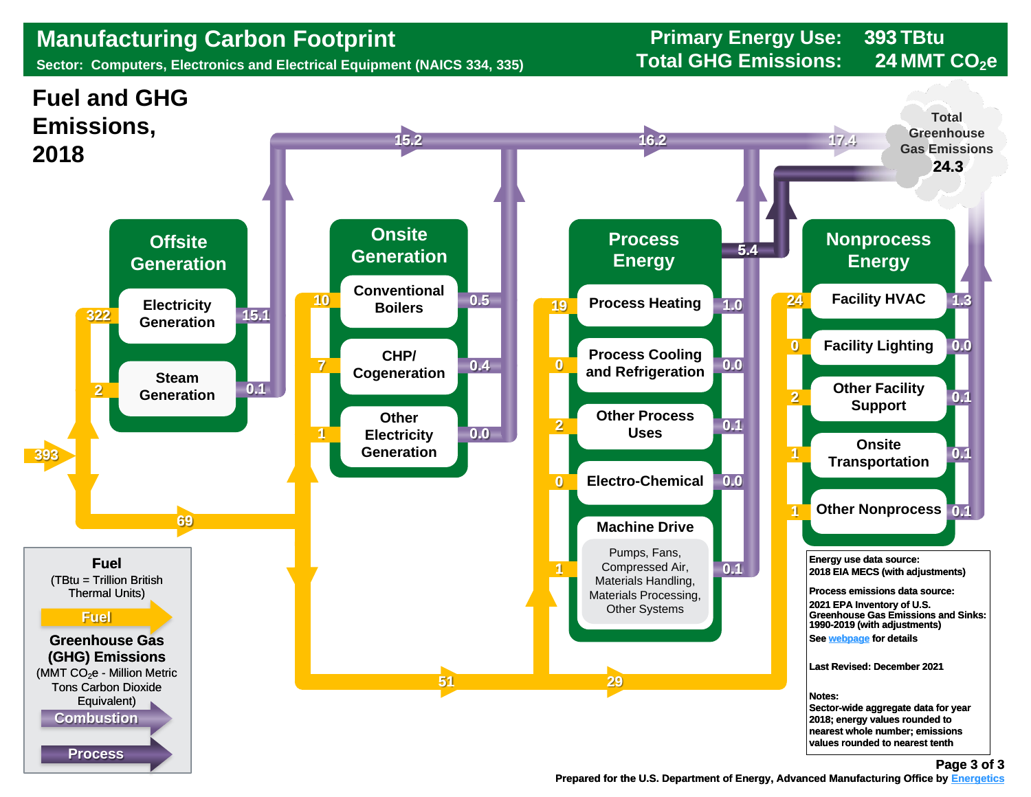# Manufacturing Carbon Footprint

**Sector: Computers, Electronics and Electrical Equipment (NAICS 334, 335)**

**Primary Energy Use: 393 TBtu**

**Total GHG Emissions: 24 MMT $CO_2e$**

## Fuel and GHG Emissions, 2018

393

322

2

69

10

7

1

51

29

19

0

2

0

1

24

0

2

1

1

### Offsite Generation

Electricity Generation

15.1

Steam Generation

0.1

15.2

### Onsite Generation

Conventional Boilers

0.5

CHP/ Cogeneration

0.4

Other Electricity Generation

0.0

16.2

### Process Energy

5.4

Process Heating

1.0

Process Cooling and Refrigeration

0.0

Other Process Uses

0.1

Electro-Chemical

0.0

Machine Drive

Pumps, Fans, Compressed Air, Materials Handling, Materials Processing, Other Systems

0.1

17.4

### Nonprocess Energy

Facility HVAC

1.3

Facility Lighting

0.0

Other Facility Support

0.1

Onsite Transportation

0.1

Other Nonprocess

0.1

Total Greenhouse Gas Emissions

24.3

**Fuel**

(TBtu = Trillion British Thermal Units)

Fuel

**Greenhouse Gas (GHG) Emissions**

(MMT $CO_2e$ - Million Metric Tons Carbon Dioxide Equivalent)

Combustion

Process

**Energy use data source:** 2018 EIA MECS (with adjustments)

**Process emissions data source:** 2021 EPA Inventory of U.S. Greenhouse Gas Emissions and Sinks: 1990-2019 (with adjustments)

See webpage for details

**Last Revised: December 2021**

**Notes:** Sector-wide aggregate data for year 2018; energy values rounded to nearest whole number; emissions values rounded to nearest tenth

Prepared for the U.S. Department of Energy, Advanced Manufacturing Office by Energetics